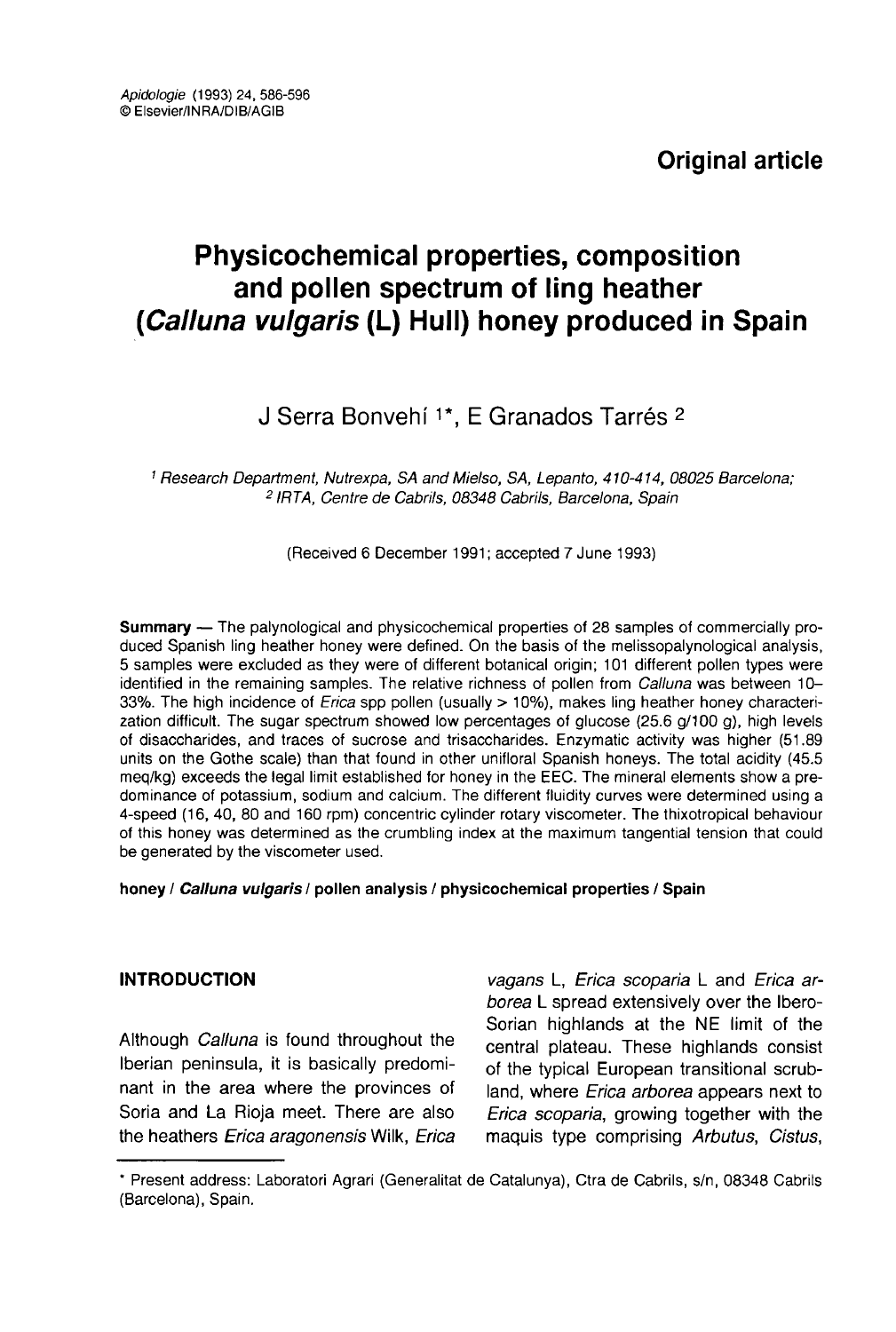**Original article**

# Physicochemical properties, composition and pollen spectrum of ling heather (*Calluna vulgaris* (L) Hull) honey produced in Spain

J Serra Bonvehí [1]*, E Granados Tarrés [2]

[1] *Research Department, Nutrexpa, SA and Mielso, SA, Lepanto, 410-414, 08025 Barcelona;*
[2] *IRTA, Centre de Cabrils, 08348 Cabrils, Barcelona, Spain*

(Received 6 December 1991; accepted 7 June 1993)

**Summary** — The palynological and physicochemical properties of 28 samples of commercially produced Spanish ling heather honey were defined. On the basis of the melissopalynological analysis, 5 samples were excluded as they were of different botanical origin; 101 different pollen types were identified in the remaining samples. The relative richness of pollen from *Calluna* was between 10–33%. The high incidence of *Erica* spp pollen (usually > 10%), makes ling heather honey characterization difficult. The sugar spectrum showed low percentages of glucose (25.6 g/100 g), high levels of disaccharides, and traces of sucrose and trisaccharides. Enzymatic activity was higher (51.89 units on the Gothe scale) than that found in other unifloral Spanish honeys. The total acidity (45.5 meq/kg) exceeds the legal limit established for honey in the EEC. The mineral elements show a predominance of potassium, sodium and calcium. The different fluidity curves were determined using a 4-speed (16, 40, 80 and 160 rpm) concentric cylinder rotary viscometer. The thixotropical behaviour of this honey was determined as the crumbling index at the maximum tangential tension that could be generated by the viscometer used.

**honey / *Calluna vulgaris* / pollen analysis / physicochemical properties / Spain**

## INTRODUCTION

Although *Calluna* is found throughout the Iberian peninsula, it is basically predominant in the area where the provinces of Soria and La Rioja meet. There are also the heathers *Erica aragonensis* Wilk, *Erica vagans* L, *Erica scoparia* L and *Erica arborea* L spread extensively over the Ibero-Sorian highlands at the NE limit of the central plateau. These highlands consist of the typical European transitional scrubland, where *Erica arborea* appears next to *Erica scoparia*, growing together with the maquis type comprising *Arbutus*, *Cistus*,

* Present address: Laboratori Agrari (Generalitat de Catalunya), Ctra de Cabrils, s/n, 08348 Cabrils (Barcelona), Spain.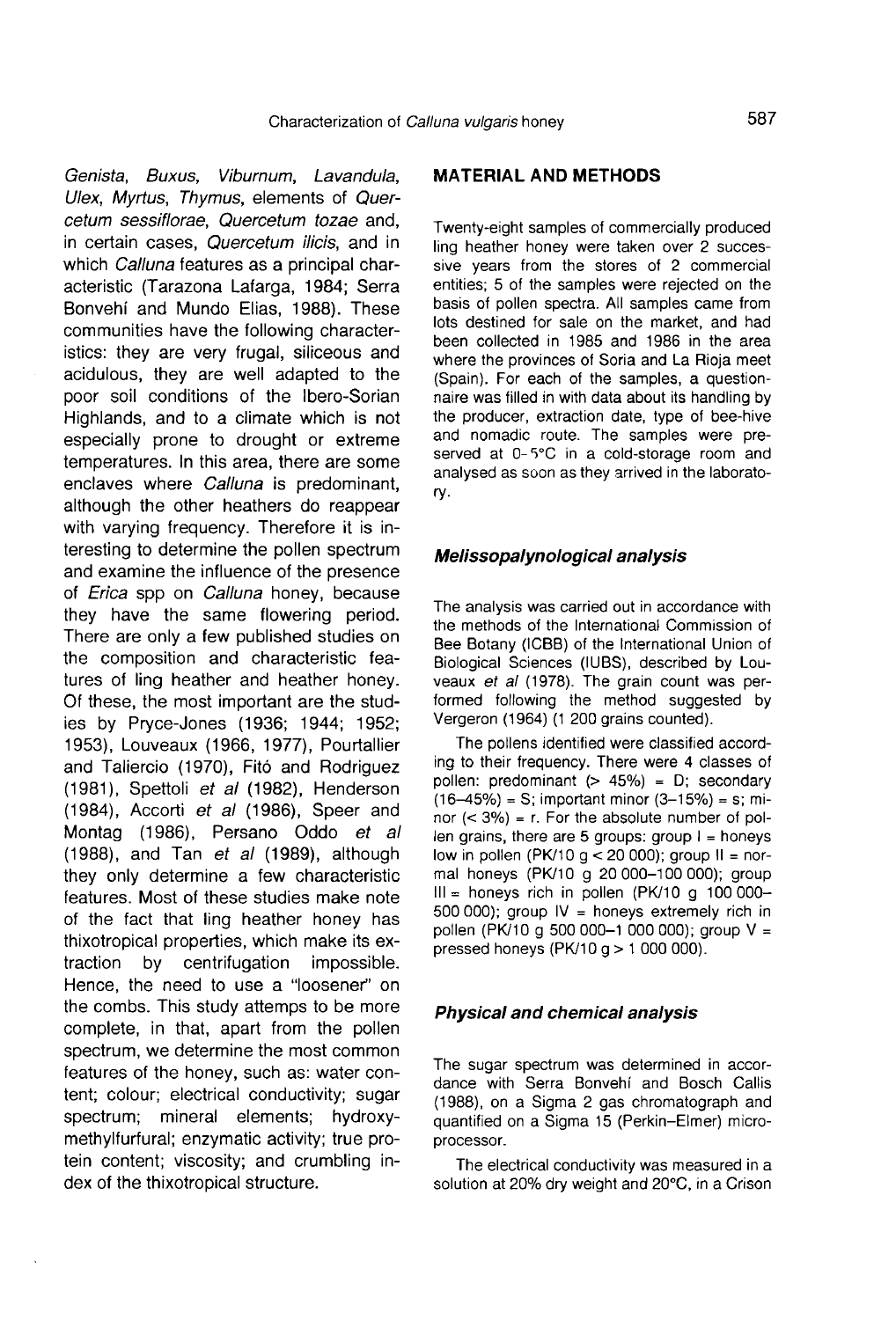*Genista, Buxus, Viburnum, Lavandula, Ulex, Myrtus, Thymus*, elements of *Quercetum sessiflorae, Quercetum tozae* and, in certain cases, *Quercetum ilicis*, and in which *Calluna* features as a principal characteristic (Tarazona Lafarga, 1984; Serra Bonvehí and Mundo Elias, 1988). These communities have the following characteristics: they are very frugal, siliceous and acidulous, they are well adapted to the poor soil conditions of the Ibero-Sorian Highlands, and to a climate which is not especially prone to drought or extreme temperatures. In this area, there are some enclaves where *Calluna* is predominant, although the other heathers do reappear with varying frequency. Therefore it is interesting to determine the pollen spectrum and examine the influence of the presence of *Erica* spp on *Calluna* honey, because they have the same flowering period. There are only a few published studies on the composition and characteristic features of ling heather and heather honey. Of these, the most important are the studies by Pryce-Jones (1936; 1944; 1952; 1953), Louveaux (1966, 1977), Pourtallier and Taliercio (1970), Fitó and Rodriguez (1981), Spettoli *et al* (1982), Henderson (1984), Accorti *et al* (1986), Speer and Montag (1986), Persano Oddo *et al* (1988), and Tan *et al* (1989), although they only determine a few characteristic features. Most of these studies make note of the fact that ling heather honey has thixotropical properties, which make its extraction by centrifugation impossible. Hence, the need to use a "loosener" on the combs. This study attemps to be more complete, in that, apart from the pollen spectrum, we determine the most common features of the honey, such as: water content; colour; electrical conductivity; sugar spectrum; mineral elements; hydroxymethylfurfural; enzymatic activity; true protein content; viscosity; and crumbling index of the thixotropical structure.

## MATERIAL AND METHODS

Twenty-eight samples of commercially produced ling heather honey were taken over 2 successive years from the stores of 2 commercial entities; 5 of the samples were rejected on the basis of pollen spectra. All samples came from lots destined for sale on the market, and had been collected in 1985 and 1986 in the area where the provinces of Soria and La Rioja meet (Spain). For each of the samples, a questionnaire was filled in with data about its handling by the producer, extraction date, type of bee-hive and nomadic route. The samples were preserved at 0–5°C in a cold-storage room and analysed as soon as they arrived in the laboratory.

### *Melissopalynological analysis*

The analysis was carried out in accordance with the methods of the International Commission of Bee Botany (ICBB) of the International Union of Biological Sciences (IUBS), described by Louveaux *et al* (1978). The grain count was performed following the method suggested by Vergeron (1964) (1 200 grains counted).

The pollens identified were classified according to their frequency. There were 4 classes of pollen: predominant (> 45%) = D; secondary (16–45%) = S; important minor (3–15%) = s; minor (< 3%) = r. For the absolute number of pollen grains, there are 5 groups: group I = honeys low in pollen (PK/10 g < 20 000); group II = normal honeys (PK/10 g 20 000–100 000); group III = honeys rich in pollen (PK/10 g 100 000–500 000); group IV = honeys extremely rich in pollen (PK/10 g 500 000–1 000 000); group V = pressed honeys (PK/10 g > 1 000 000).

### *Physical and chemical analysis*

The sugar spectrum was determined in accordance with Serra Bonvehí and Bosch Callis (1988), on a Sigma 2 gas chromatograph and quantified on a Sigma 15 (Perkin–Elmer) microprocessor.

The electrical conductivity was measured in a solution at 20% dry weight and 20°C, in a Crison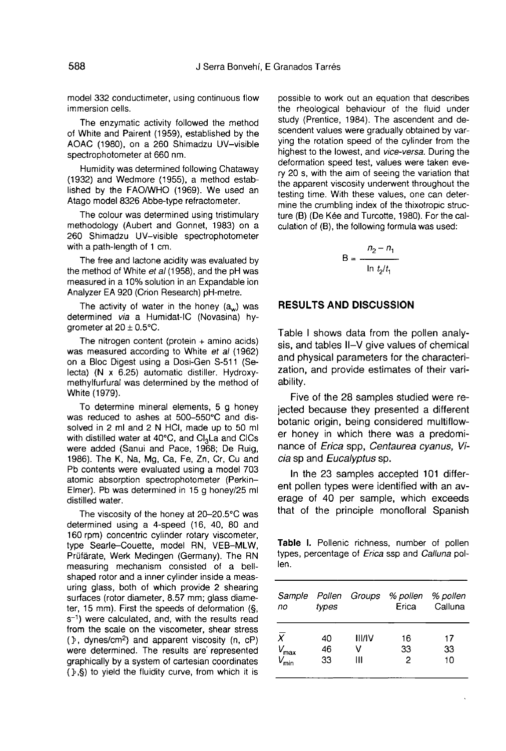model 332 conductimeter, using continuous flow immersion cells.

The enzymatic activity followed the method of White and Pairent (1959), established by the AOAC (1980), on a 260 Shimadzu UV–visible spectrophotometer at 660 nm.

Humidity was determined following Chataway (1932) and Wedmore (1955), a method established by the FAO/WHO (1969). We used an Atago model 8326 Abbe-type refractometer.

The colour was determined using tristimulary methodology (Aubert and Gonnet, 1983) on a 260 Shimadzu UV–visible spectrophotometer with a path-length of 1 cm.

The free and lactone acidity was evaluated by the method of White *et al* (1958), and the pH was measured in a 10% solution in an Expandable ion Analyzer EA 920 (Crion Research) pH-metre.

The activity of water in the honey ($a_w$) was determined *via* a Humidat-IC (Novasina) hygrometer at 20 ± 0.5°C.

The nitrogen content (protein + amino acids) was measured according to White *et al* (1962) on a Bloc Digest using a Dosi-Gen S-511 (Selecta) (N x 6.25) automatic distiller. Hydroxymethylfurfural was determined by the method of White (1979).

To determine mineral elements, 5 g honey was reduced to ashes at 500–550°C and dissolved in 2 ml and 2 N HCl, made up to 50 ml with distilled water at 40°C, and $Cl_3La$ and ClCs were added (Sanui and Pace, 1968; De Ruig, 1986). The K, Na, Mg, Ca, Fe, Zn, Cr, Cu and Pb contents were evaluated using a model 703 atomic absorption spectrophotometer (Perkin–Elmer). Pb was determined in 15 g honey/25 ml distilled water.

The viscosity of the honey at 20–20.5°C was determined using a 4-speed (16, 40, 80 and 160 rpm) concentric cylinder rotary viscometer, type Searle–Couette, model RN, VEB–MLW, Prüfärate, Werk Medingen (Germany). The RN measuring mechanism consisted of a bell-shaped rotor and a inner cylinder inside a measuring glass, both of which provide 2 shearing surfaces (rotor diameter, 8.57 mm; glass diameter, 15 mm). First the speeds of deformation (§, $s^{-1}$) were calculated, and, with the results read from the scale on the viscometer, shear stress (Ͽ, dynes/$cm^2$) and apparent viscosity (n, cP) were determined. The results are represented graphically by a system of cartesian coordinates (Ͽ,§) to yield the fluidity curve, from which it is possible to work out an equation that describes the rheological behaviour of the fluid under study (Prentice, 1984). The ascendent and descendent values were gradually obtained by varying the rotation speed of the cylinder from the highest to the lowest, and *vice-versa*. During the deformation speed test, values were taken every 20 s, with the aim of seeing the variation that the apparent viscosity underwent throughout the testing time. With these values, one can determine the crumbling index of the thixotropic structure (B) (De Kée and Turcotte, 1980). For the calculation of (B), the following formula was used:

$$B = \frac{n_2 - n_1}{\ln t_2/t_1}$$

## RESULTS AND DISCUSSION

Table I shows data from the pollen analysis, and tables II–V give values of chemical and physical parameters for the characterization, and provide estimates of their variability.

Five of the 28 samples studied were rejected because they presented a different botanic origin, being considered multiflower honey in which there was a predominance of *Erica* spp, *Centaurea cyanus*, *Vicia* sp and *Eucalyptus* sp.

In the 23 samples accepted 101 different pollen types were identified with an average of 40 per sample, which exceeds that of the principle monofloral Spanish

**Table I.** Pollenic richness, number of pollen types, percentage of *Erica* ssp and *Calluna* pollen.

| *Sample no* | *Pollen types* | *Groups* | *% pollen Erica* | *% pollen Calluna* |
|---|---|---|---|---|
| $\bar{X}$ | 40 | III/IV | 16 | 17 |
| $V_{max}$ | 46 | V | 33 | 33 |
| $V_{min}$ | 33 | III | 2 | 10 |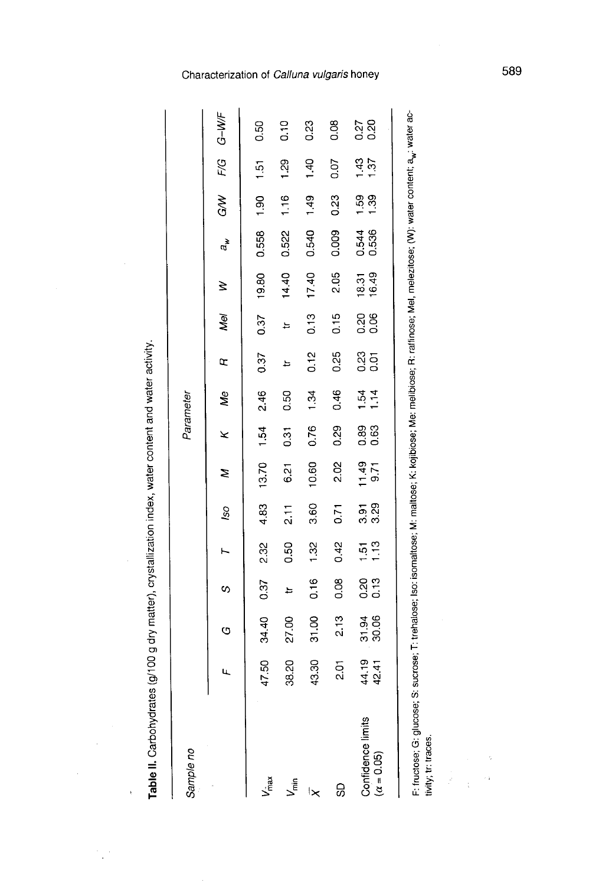**Table II.** Carbohydrates (g/100 g dry matter), crystallization index, water content and water activity.

| Sample no | Parameter | | | | | | | | | | | | | | |
|---|---|---|---|---|---|---|---|---|---|---|---|---|---|---|---|
| | *F* | *G* | *S* | *T* | *Iso* | *M* | *K* | *Me* | *R* | *Mel* | *W* | $a_w$ | *G/W* | *F/G* | *G–W/F* |
| $V_{max}$ | 47.50 | 34.40 | 0.37 | 2.32 | 4.83 | 13.70 | 1.54 | 2.46 | 0.37 | 0.37 | 19.80 | 0.558 | 1.90 | 1.51 | 0.50 |
| $V_{min}$ | 38.20 | 27.00 | tr | 0.50 | 2.11 | 6.21 | 0.31 | 0.50 | tr | tr | 14.40 | 0.522 | 1.16 | 1.29 | 0.10 |
| $\bar{X}$ | 43.30 | 31.00 | 0.16 | 1.32 | 3.60 | 10.60 | 0.76 | 1.34 | 0.12 | 0.13 | 17.40 | 0.540 | 1.49 | 1.40 | 0.23 |
| SD | 2.01 | 2.13 | 0.08 | 0.42 | 0.71 | 2.02 | 0.29 | 0.46 | 0.25 | 0.15 | 2.05 | 0.009 | 0.23 | 0.07 | 0.08 |
| Confidence limits ($\alpha$ = 0.05) | 44.19<br>42.41 | 31.94<br>30.06 | 0.20<br>0.13 | 1.51<br>1.13 | 3.91<br>3.29 | 11.49<br>9.71 | 0.89<br>0.63 | 1.54<br>1.14 | 0.23<br>0.01 | 0.20<br>0.06 | 18.31<br>16.49 | 0.544<br>0.536 | 1.59<br>1.39 | 1.43<br>1.37 | 0.27<br>0.20 |

F: fructose; G: glucose; S: sucrose; T: trehalose; Iso: isomaltose; M: maltose; K: kojibiose; Me: melibiose; R: raffinose; Mel, melezitose; (W): water content; $a_w$: water activity; tr: traces.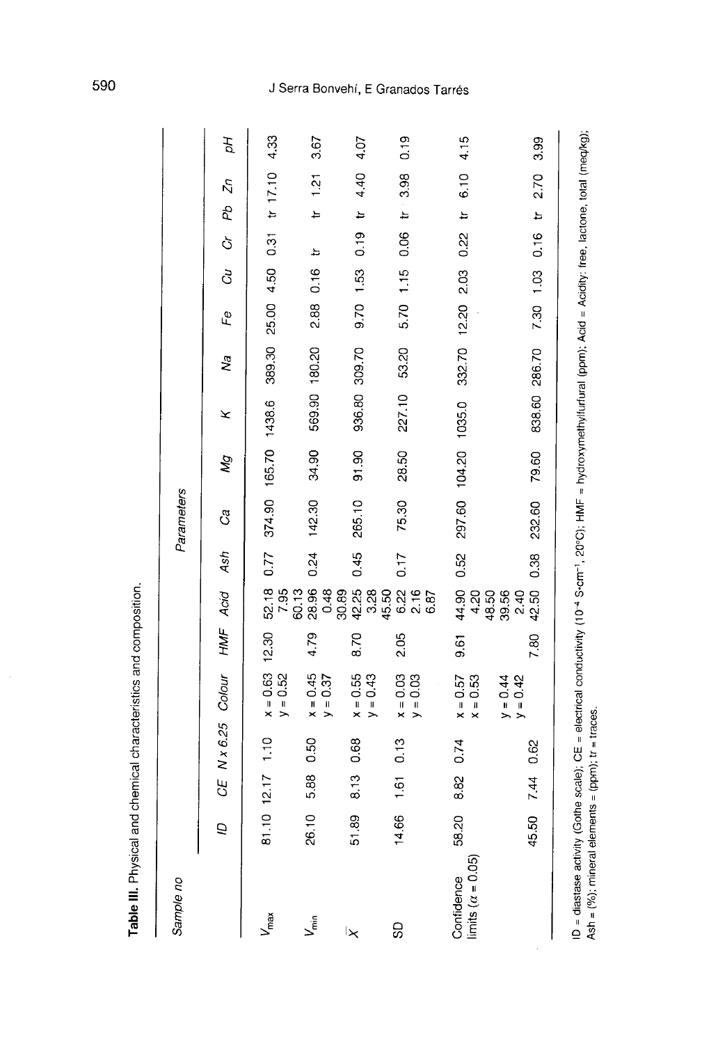**Table III.** Physical and chemical characteristics and composition.

| Sample no | Parameters | | | | | | | | | | | | | | | | |
|---|---|---|---|---|---|---|---|---|---|---|---|---|---|---|---|---|---|
| | *ID* | *CE* | *N x 6.25* | *Colour* | *HMF* | *Acid* | *Ash* | *Ca* | *Mg* | *K* | *Na* | *Fe* | *Cu* | *Cr* | *Pb* | *Zn* | *pH* |
| $V_{max}$ | 81.10 | 12.17 | 1.10 | x = 0.63<br>y = 0.52 | 12.30 | 52.18<br>7.95<br>60.13 | 0.77 | 374.90 | 165.70 | 1438.6 | 389.30 | 25.00 | 4.50 | 0.31 | tr | 17.10 | 4.33 |
| $V_{min}$ | 26.10 | 5.88 | 0.50 | x = 0.45<br>y = 0.37 | 4.79 | 28.96<br>0.48<br>30.89 | 0.24 | 142.30 | 34.90 | 569.90 | 180.20 | 2.88 | 0.16 | tr | tr | 1.21 | 3.67 |
| $\bar{X}$ | 51.89 | 8.13 | 0.68 | x = 0.55<br>y = 0.43 | 8.70 | 42.25<br>3.28<br>45.50 | 0.45 | 265.10 | 91.90 | 936.80 | 309.70 | 9.70 | 1.53 | 0.19 | tr | 4.40 | 4.07 |
| SD | 14.66 | 1.61 | 0.13 | x = 0.03<br>y = 0.03 | 2.05 | 6.22<br>2.16<br>6.87 | 0.17 | 75.30 | 28.50 | 227.10 | 53.20 | 5.70 | 1.15 | 0.06 | tr | 3.98 | 0.19 |
| Confidence limits ($\alpha$ = 0.05) | 58.20 | 8.82 | 0.74 | x = 0.57<br>x = 0.53 | 9.61 | 44.90<br>4.20<br>48.50 | 0.52 | 297.60 | 104.20 | 1035.0 | 332.70 | 12.20 | 2.03 | 0.22 | tr | 6.10 | 4.15 |
| | 45.50 | 7.44 | 0.62 | y = 0.44<br>y = 0.42 | 7.80 | 39.56<br>2.40<br>42.50 | 0.38 | 232.60 | 79.60 | 838.60 | 286.70 | 7.30 | 1.03 | 0.16 | tr | 2.70 | 3.99 |

ID = diastase activity (Gothe scale); CE = electrical conductivity ($10^{-4}$ S·cm$^{-1}$, 20°C); HMF = hydroxymethylfurfural (ppm); Acid = Acidity: free, lactone, total (meq/kg); Ash = (%); mineral elements = (ppm); tr = traces.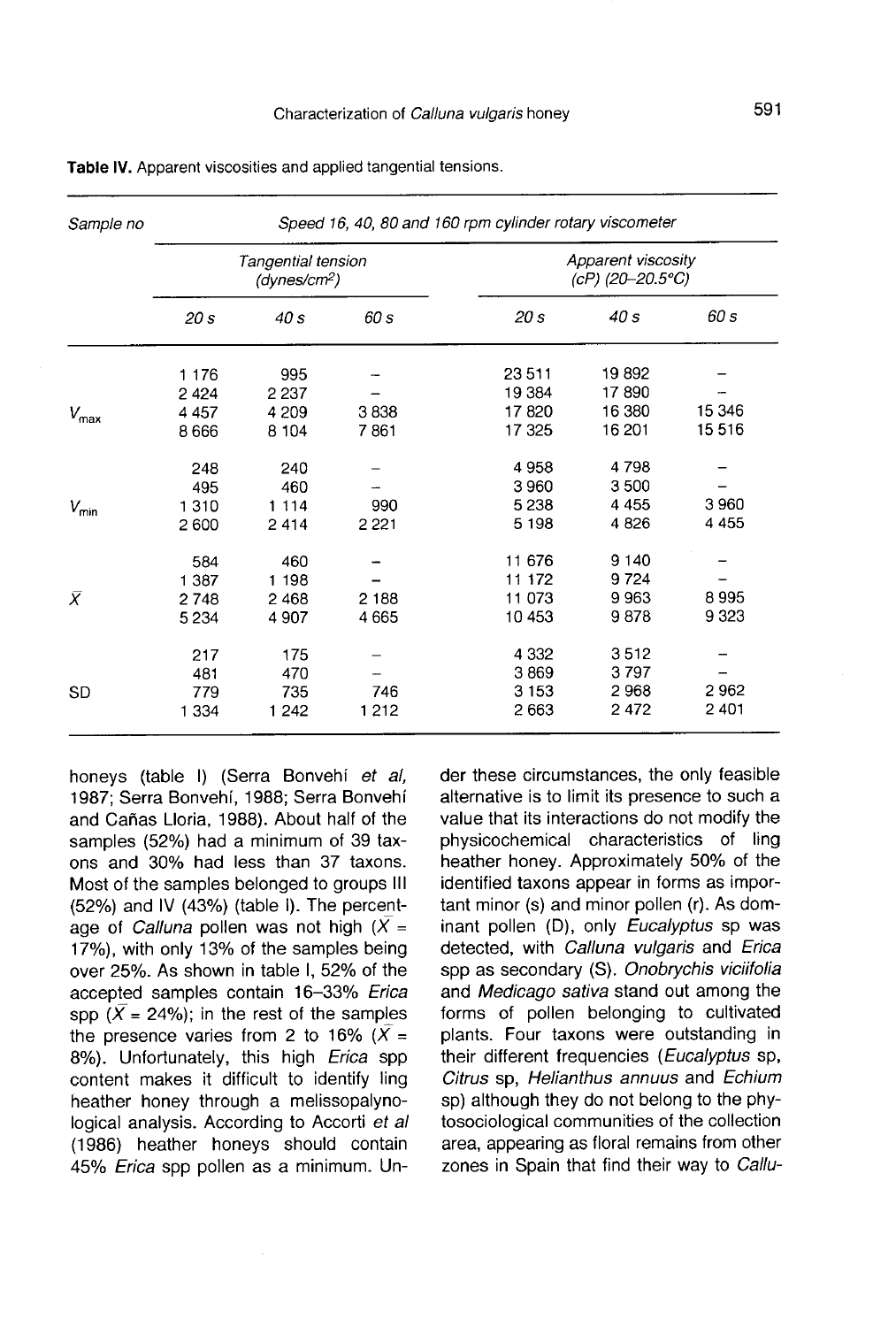**Table IV.** Apparent viscosities and applied tangential tensions.

| Sample no | Speed 16, 40, 80 and 160 rpm cylinder rotary viscometer | | | | | |
|---|---|---|---|---|---|---|
| | *Tangential tension (dynes/cm²)* | | | *Apparent viscosity (cP) (20–20.5°C)* | | |
| | *20 s* | *40 s* | *60 s* | *20 s* | *40 s* | *60 s* |
| | 1 176 | 995 | – | 23 511 | 19 892 | – |
| | 2 424 | 2 237 | – | 19 384 | 17 890 | – |
| $V_{max}$ | 4 457 | 4 209 | 3 838 | 17 820 | 16 380 | 15 346 |
| | 8 666 | 8 104 | 7 861 | 17 325 | 16 201 | 15 516 |
| | 248 | 240 | – | 4 958 | 4 798 | – |
| | 495 | 460 | – | 3 960 | 3 500 | – |
| $V_{min}$ | 1 310 | 1 114 | 990 | 5 238 | 4 455 | 3 960 |
| | 2 600 | 2 414 | 2 221 | 5 198 | 4 826 | 4 455 |
| | 584 | 460 | – | 11 676 | 9 140 | – |
| | 1 387 | 1 198 | – | 11 172 | 9 724 | – |
| $\bar{X}$ | 2 748 | 2 468 | 2 188 | 11 073 | 9 963 | 8 995 |
| | 5 234 | 4 907 | 4 665 | 10 453 | 9 878 | 9 323 |
| | 217 | 175 | – | 4 332 | 3 512 | – |
| | 481 | 470 | – | 3 869 | 3 797 | – |
| SD | 779 | 735 | 746 | 3 153 | 2 968 | 2 962 |
| | 1 334 | 1 242 | 1 212 | 2 663 | 2 472 | 2 401 |

honeys (table I) (Serra Bonvehí *et al*, 1987; Serra Bonvehí, 1988; Serra Bonvehí and Cañas Lloria, 1988). About half of the samples (52%) had a minimum of 39 taxons and 30% had less than 37 taxons. Most of the samples belonged to groups III (52%) and IV (43%) (table I). The percentage of *Calluna* pollen was not high ($\bar{X}$ = 17%), with only 13% of the samples being over 25%. As shown in table I, 52% of the accepted samples contain 16–33% *Erica* spp ($\bar{X}$ = 24%); in the rest of the samples the presence varies from 2 to 16% ($\bar{X}$ = 8%). Unfortunately, this high *Erica* spp content makes it difficult to identify ling heather honey through a melissopalynological analysis. According to Accorti *et al* (1986) heather honeys should contain 45% *Erica* spp pollen as a minimum. Under these circumstances, the only feasible alternative is to limit its presence to such a value that its interactions do not modify the physicochemical characteristics of ling heather honey. Approximately 50% of the identified taxons appear in forms as important minor (s) and minor pollen (r). As dominant pollen (D), only *Eucalyptus* sp was detected, with *Calluna vulgaris* and *Erica* spp as secondary (S). *Onobrychis viciifolia* and *Medicago sativa* stand out among the forms of pollen belonging to cultivated plants. Four taxons were outstanding in their different frequencies (*Eucalyptus* sp, *Citrus* sp, *Helianthus annuus* and *Echium* sp) although they do not belong to the phytosociological communities of the collection area, appearing as floral remains from other zones in Spain that find their way to *Callu-*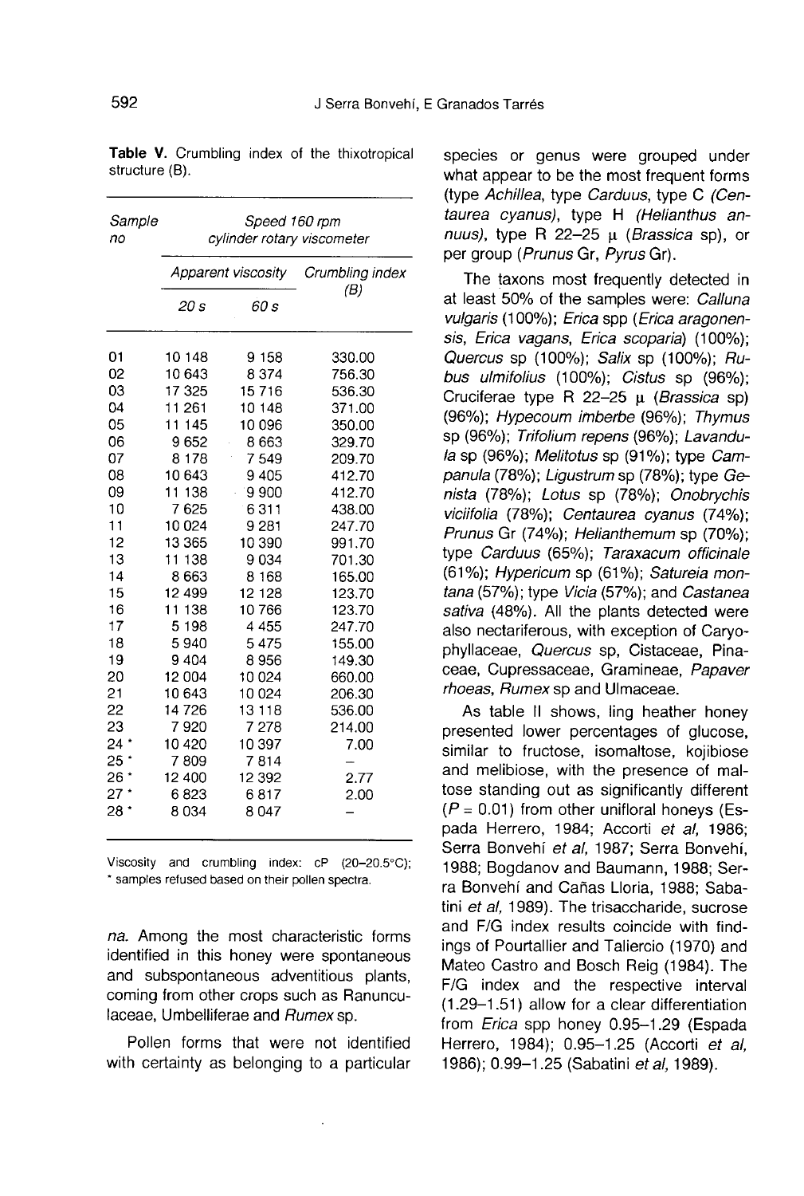**Table V.** Crumbling index of the thixotropical structure (B).

| Sample no | Speed 160 rpm cylinder rotary viscometer | | |
|---|---|---|---|
| | Apparent viscosity | | Crumbling index (B) |
| | 20 s | 60 s | |
| 01 | 10 148 | 9 158 | 330.00 |
| 02 | 10 643 | 8 374 | 756.30 |
| 03 | 17 325 | 15 716 | 536.30 |
| 04 | 11 261 | 10 148 | 371.00 |
| 05 | 11 145 | 10 096 | 350.00 |
| 06 | 9 652 | 8 663 | 329.70 |
| 07 | 8 178 | 7 549 | 209.70 |
| 08 | 10 643 | 9 405 | 412.70 |
| 09 | 11 138 | 9 900 | 412.70 |
| 10 | 7 625 | 6 311 | 438.00 |
| 11 | 10 024 | 9 281 | 247.70 |
| 12 | 13 365 | 10 390 | 991.70 |
| 13 | 11 138 | 9 034 | 701.30 |
| 14 | 8 663 | 8 168 | 165.00 |
| 15 | 12 499 | 12 128 | 123.70 |
| 16 | 11 138 | 10 766 | 123.70 |
| 17 | 5 198 | 4 455 | 247.70 |
| 18 | 5 940 | 5 475 | 155.00 |
| 19 | 9 404 | 8 956 | 149.30 |
| 20 | 12 004 | 10 024 | 660.00 |
| 21 | 10 643 | 10 024 | 206.30 |
| 22 | 14 726 | 13 118 | 536.00 |
| 23 | 7 920 | 7 278 | 214.00 |
| 24 * | 10 420 | 10 397 | 7.00 |
| 25 * | 7 809 | 7 814 | – |
| 26 * | 12 400 | 12 392 | 2.77 |
| 27 * | 6 823 | 6 817 | 2.00 |
| 28 * | 8 034 | 8 047 | – |

Viscosity and crumbling index: cP (20–20.5°C); * samples refused based on their pollen spectra.

*na*. Among the most characteristic forms identified in this honey were spontaneous and subspontaneous adventitious plants, coming from other crops such as Ranunculaceae, Umbelliferae and *Rumex* sp.

Pollen forms that were not identified with certainty as belonging to a particular species or genus were grouped under what appear to be the most frequent forms (type *Achillea*, type *Carduus*, type C (*Centaurea cyanus*), type H (*Helianthus annuus*), type R 22–25 μ (*Brassica* sp), or per group (*Prunus* Gr, *Pyrus* Gr).

The taxons most frequently detected in at least 50% of the samples were: *Calluna vulgaris* (100%); *Erica* spp (*Erica aragonensis*, *Erica vagans*, *Erica scoparia*) (100%); *Quercus* sp (100%); *Salix* sp (100%); *Rubus ulmifolius* (100%); *Cistus* sp (96%); Cruciferae type R 22–25 μ (*Brassica* sp) (96%); *Hypecoum imberbe* (96%); *Thymus* sp (96%); *Trifolium repens* (96%); *Lavandula* sp (96%); *Melitotus* sp (91%); type *Campanula* (78%); *Ligustrum* sp (78%); type *Genista* (78%); *Lotus* sp (78%); *Onobrychis viciifolia* (78%); *Centaurea cyanus* (74%); *Prunus* Gr (74%); *Helianthemum* sp (70%); type *Carduus* (65%); *Taraxacum officinale* (61%); *Hypericum* sp (61%); *Satureia montana* (57%); type *Vicia* (57%); and *Castanea sativa* (48%). All the plants detected were also nectariferous, with exception of Caryophyllaceae, *Quercus* sp, Cistaceae, Pinaceae, Cupressaceae, Gramineae, *Papaver rhoeas*, *Rumex* sp and Ulmaceae.

As table II shows, ling heather honey presented lower percentages of glucose, similar to fructose, isomaltose, kojibiose and melibiose, with the presence of maltose standing out as significantly different ($P = 0.01$) from other unifloral honeys (Espada Herrero, 1984; Accorti *et al*, 1986; Serra Bonvehí *et al*, 1987; Serra Bonvehí, 1988; Bogdanov and Baumann, 1988; Serra Bonvehí and Cañas Lloria, 1988; Sabatini *et al*, 1989). The trisaccharide, sucrose and F/G index results coincide with findings of Pourtallier and Taliercio (1970) and Mateo Castro and Bosch Reig (1984). The F/G index and the respective interval (1.29–1.51) allow for a clear differentiation from *Erica* spp honey 0.95–1.29 (Espada Herrero, 1984); 0.95–1.25 (Accorti *et al*, 1986); 0.99–1.25 (Sabatini *et al*, 1989).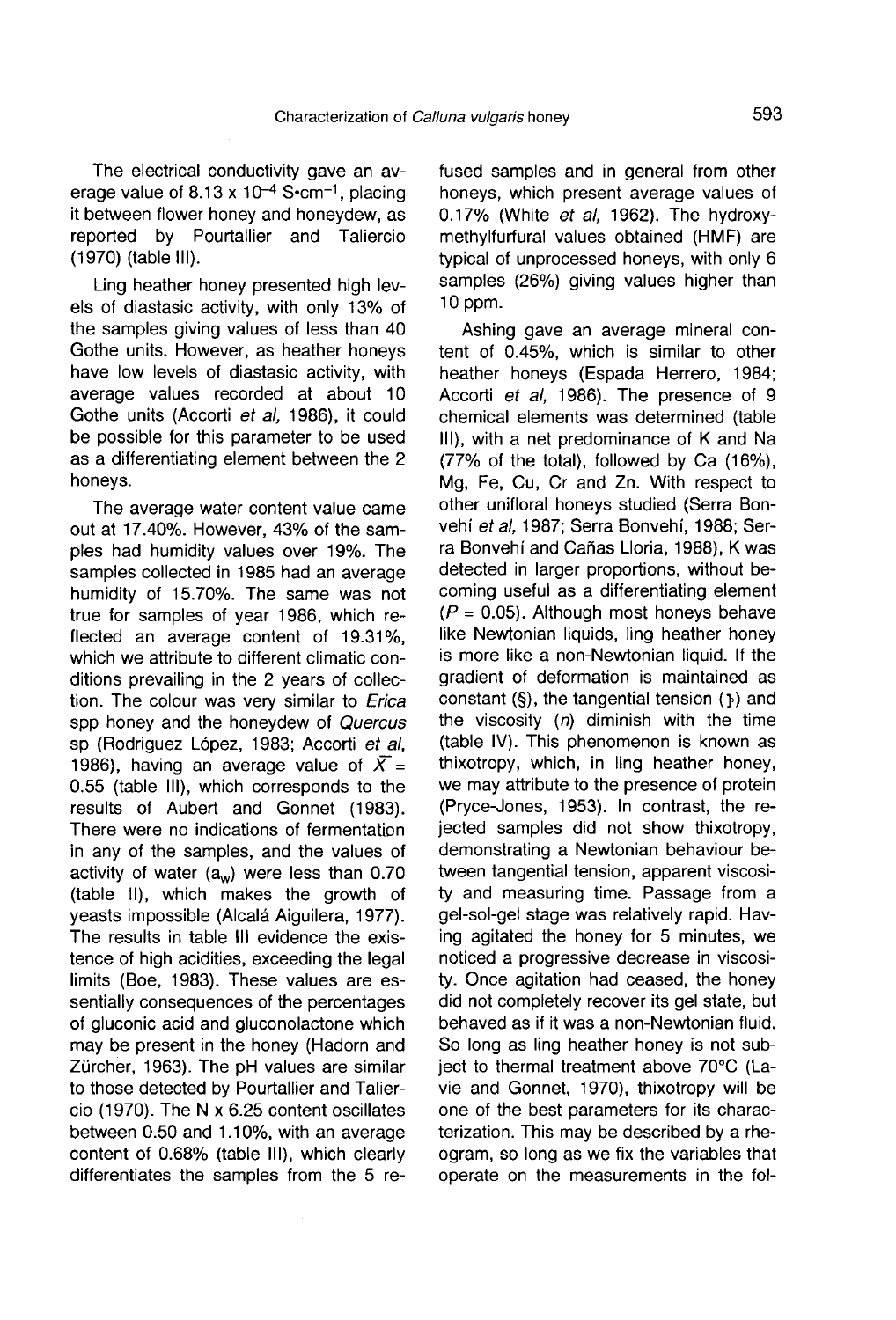The electrical conductivity gave an average value of $8.13 \times 10^{-4}$ S•cm$^{-1}$, placing it between flower honey and honeydew, as reported by Pourtallier and Taliercio (1970) (table III).

Ling heather honey presented high levels of diastasic activity, with only 13% of the samples giving values of less than 40 Gothe units. However, as heather honeys have low levels of diastasic activity, with average values recorded at about 10 Gothe units (Accorti *et al*, 1986), it could be possible for this parameter to be used as a differentiating element between the 2 honeys.

The average water content value came out at 17.40%. However, 43% of the samples had humidity values over 19%. The samples collected in 1985 had an average humidity of 15.70%. The same was not true for samples of year 1986, which reflected an average content of 19.31%, which we attribute to different climatic conditions prevailing in the 2 years of collection. The colour was very similar to *Erica* spp honey and the honeydew of *Quercus* sp (Rodriguez López, 1983; Accorti *et al*, 1986), having an average value of $\bar{X}$ = 0.55 (table III), which corresponds to the results of Aubert and Gonnet (1983). There were no indications of fermentation in any of the samples, and the values of activity of water ($a_w$) were less than 0.70 (table II), which makes the growth of yeasts impossible (Alcalá Aiguilera, 1977). The results in table III evidence the existence of high acidities, exceeding the legal limits (Boe, 1983). These values are essentially consequences of the percentages of gluconic acid and gluconolactone which may be present in the honey (Hadorn and Zürcher, 1963). The pH values are similar to those detected by Pourtallier and Taliercio (1970). The N x 6.25 content oscillates between 0.50 and 1.10%, with an average content of 0.68% (table III), which clearly differentiates the samples from the 5 refused samples and in general from other honeys, which present average values of 0.17% (White *et al*, 1962). The hydroxymethylfurfural values obtained (HMF) are typical of unprocessed honeys, with only 6 samples (26%) giving values higher than 10 ppm.

Ashing gave an average mineral content of 0.45%, which is similar to other heather honeys (Espada Herrero, 1984; Accorti *et al*, 1986). The presence of 9 chemical elements was determined (table III), with a net predominance of K and Na (77% of the total), followed by Ca (16%), Mg, Fe, Cu, Cr and Zn. With respect to other unifloral honeys studied (Serra Bonvehí *et al*, 1987; Serra Bonvehí, 1988; Serra Bonvehí and Cañas Lloria, 1988), K was detected in larger proportions, without becoming useful as a differentiating element ($P$ = 0.05). Although most honeys behave like Newtonian liquids, ling heather honey is more like a non-Newtonian liquid. If the gradient of deformation is maintained as constant (§), the tangential tension ($\tau$) and the viscosity ($n$) diminish with the time (table IV). This phenomenon is known as thixotropy, which, in ling heather honey, we may attribute to the presence of protein (Pryce-Jones, 1953). In contrast, the rejected samples did not show thixotropy, demonstrating a Newtonian behaviour between tangential tension, apparent viscosity and measuring time. Passage from a gel-sol-gel stage was relatively rapid. Having agitated the honey for 5 minutes, we noticed a progressive decrease in viscosity. Once agitation had ceased, the honey did not completely recover its gel state, but behaved as if it was a non-Newtonian fluid. So long as ling heather honey is not subject to thermal treatment above 70°C (Lavie and Gonnet, 1970), thixotropy will be one of the best parameters for its characterization. This may be described by a rheogram, so long as we fix the variables that operate on the measurements in the fol-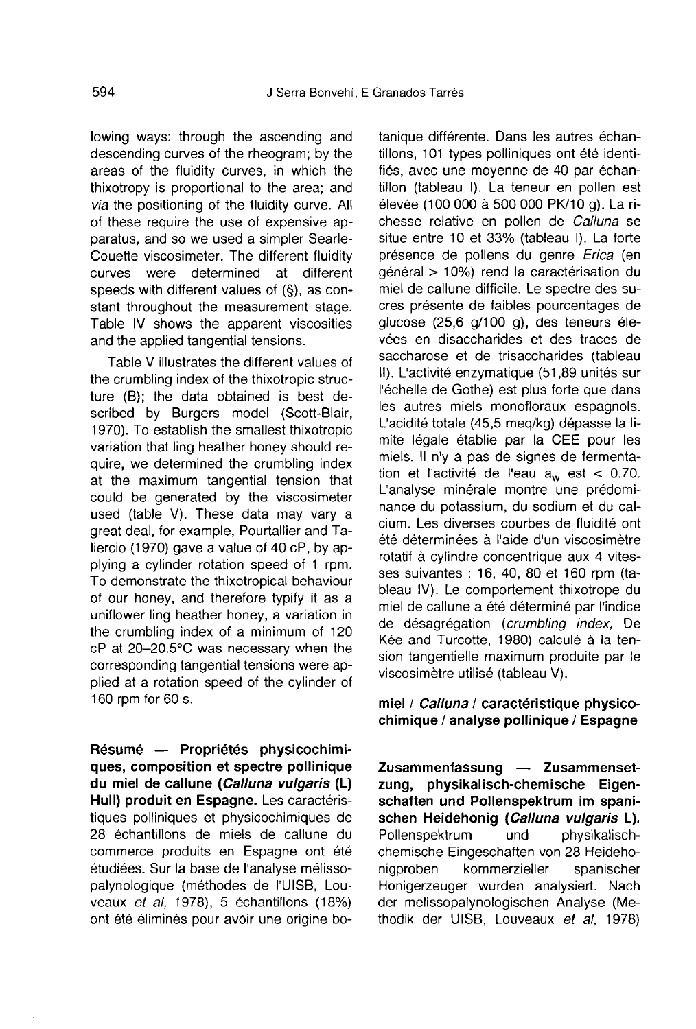lowing ways: through the ascending and descending curves of the rheogram; by the areas of the fluidity curves, in which the thixotropy is proportional to the area; and *via* the positioning of the fluidity curve. All of these require the use of expensive apparatus, and so we used a simpler Searle-Couette viscosimeter. The different fluidity curves were determined at different speeds with different values of (§), as constant throughout the measurement stage. Table IV shows the apparent viscosities and the applied tangential tensions.

Table V illustrates the different values of the crumbling index of the thixotropic structure (B); the data obtained is best described by Burgers model (Scott-Blair, 1970). To establish the smallest thixotropic variation that ling heather honey should require, we determined the crumbling index at the maximum tangential tension that could be generated by the viscosimeter used (table V). These data may vary a great deal, for example, Pourtallier and Taliercio (1970) gave a value of 40 cP, by applying a cylinder rotation speed of 1 rpm. To demonstrate the thixotropical behaviour of our honey, and therefore typify it as a uniflower ling heather honey, a variation in the crumbling index of a minimum of 120 cP at 20–20.5°C was necessary when the corresponding tangential tensions were applied at a rotation speed of the cylinder of 160 rpm for 60 s.

**Résumé — Propriétés physicochimiques, composition et spectre pollinique du miel de callune (*Calluna vulgaris* (L) Hull) produit en Espagne.** Les caractéristiques polliniques et physicochimiques de 28 échantillons de miels de callune du commerce produits en Espagne ont été étudiées. Sur la base de l'analyse mélissopalynologique (méthodes de l'UISB, Louveaux *et al*, 1978), 5 échantillons (18%) ont été éliminés pour avoir une origine botanique différente. Dans les autres échantillons, 101 types polliniques ont été identifiés, avec une moyenne de 40 par échantillon (tableau I). La teneur en pollen est élevée (100 000 à 500 000 PK/10 g). La richesse relative en pollen de *Calluna* se situe entre 10 et 33% (tableau I). La forte présence de pollens du genre *Erica* (en général > 10%) rend la caractérisation du miel de callune difficile. Le spectre des sucres présente de faibles pourcentages de glucose (25,6 g/100 g), des teneurs élevées en disaccharides et des traces de saccharose et de trisaccharides (tableau II). L'activité enzymatique (51,89 unités sur l'échelle de Gothe) est plus forte que dans les autres miels monofloraux espagnols. L'acidité totale (45,5 meq/kg) dépasse la limite légale établie par la CEE pour les miels. Il n'y a pas de signes de fermentation et l'activité de l'eau $a_w$ est < 0.70. L'analyse minérale montre une prédominance du potassium, du sodium et du calcium. Les diverses courbes de fluidité ont été déterminées à l'aide d'un viscosimètre rotatif à cylindre concentrique aux 4 vitesses suivantes : 16, 40, 80 et 160 rpm (tableau IV). Le comportement thixotrope du miel de callune a été déterminé par l'indice de désagrégation (*crumbling index*, De Kée and Turcotte, 1980) calculé à la tension tangentielle maximum produite par le viscosimètre utilisé (tableau V).

**miel / *Calluna* / caractéristique physicochimique / analyse pollinique / Espagne**

**Zusammenfassung — Zusammensetzung, physikalisch-chemische Eigenschaften und Pollenspektrum im spanischen Heidehonig (*Calluna vulgaris* L).** Pollenspektrum und physikalisch-chemische Eingeschaften von 28 Heidehonigproben kommerzieller spanischer Honigerzeuger wurden analysiert. Nach der melissopalynologischen Analyse (Methodik der UISB, Louveaux *et al*, 1978)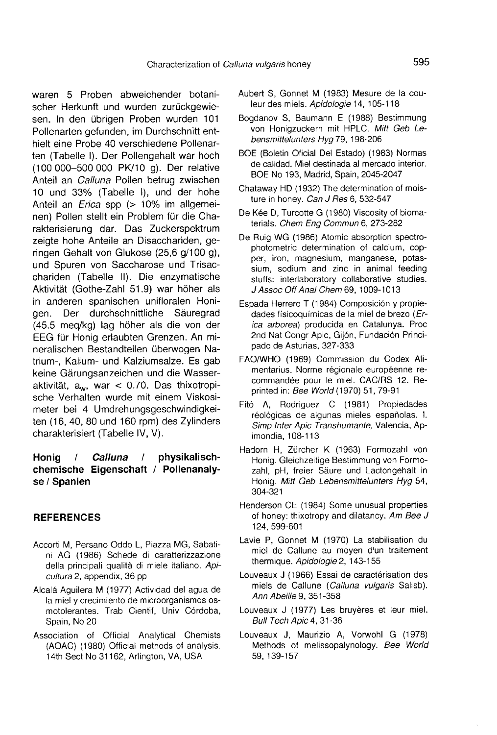waren 5 Proben abweichender botanischer Herkunft und wurden zurückgewiesen. In den übrigen Proben wurden 101 Pollenarten gefunden, im Durchschnitt enthielt eine Probe 40 verschiedene Pollenarten (Tabelle I). Der Pollengehalt war hoch (100 000–500 000 PK/10 g). Der relative Anteil an *Calluna* Pollen betrug zwischen 10 und 33% (Tabelle I), und der hohe Anteil an *Erica* spp (> 10% im allgemeinen) Pollen stellt ein Problem für die Charakterisierung dar. Das Zuckerspektrum zeigte hohe Anteile an Disacchariden, geringen Gehalt von Glukose (25,6 g/100 g), und Spuren von Saccharose und Trisacchariden (Tabelle II). Die enzymatische Aktivität (Gothe-Zahl 51.9) war höher als in anderen spanischen unifloralen Honigen. Der durchschnittliche Säuregrad (45.5 meq/kg) lag höher als die von der EEG für Honig erlaubten Grenzen. An mineralischen Bestandteilen überwogen Natrium-, Kalium- und Kalziumsalze. Es gab keine Gärungsanzeichen und die Wasseraktivität, $a_w$, war < 0.70. Das thixotropische Verhalten wurde mit einem Viskosimeter bei 4 Umdrehungsgeschwindigkeiten (16, 40, 80 und 160 rpm) des Zylinders charakterisiert (Tabelle IV, V).

**Honig / *Calluna* / physikalisch-chemische Eigenschaft / Pollenanalyse / Spanien**

## REFERENCES

Accorti M, Persano Oddo L, Piazza MG, Sabatini AG (1986) Schede di caratterizzazione della principali qualità di miele italiano. *Apicultura* 2, appendix, 36 pp

Alcalá Aguilera M (1977) Actividad del agua de la miel y crecimiento de microorganismos osmotolerantes. Trab Cientif, Univ Córdoba, Spain, No 20

Association of Official Analytical Chemists (AOAC) (1980) Official methods of analysis. 14th Sect No 31162, Arlington, VA, USA

Aubert S, Gonnet M (1983) Mesure de la couleur des miels. *Apidologie* 14, 105-118

Bogdanov S, Baumann E (1988) Bestimmung von Honigzuckern mit HPLC. *Mitt Geb Lebensmittelunters Hyg* 79, 198-206

BOE (Boletin Oficial Del Estado) (1983) Normas de calidad. Miel destinada al mercado interior. BOE No 193, Madrid, Spain, 2045-2047

Chataway HD (1932) The determination of moisture in honey. *Can J Res* 6, 532-547

De Kée D, Turcotte G (1980) Viscosity of biomaterials. *Chem Eng Commun* 6, 273-282

De Ruig WG (1986) Atomic absorption spectrophotometric determination of calcium, copper, iron, magnesium, manganese, potassium, sodium and zinc in animal feeding stuffs: interlaboratory collaborative studies. *J Assoc Off Anal Chem* 69, 1009-1013

Espada Herrero T (1984) Composición y propiedades físicoquímicas de la miel de brezo (*Erica arborea*) producida en Catalunya. Proc 2nd Nat Congr Apic, Gijón, Fundación Principado de Asturias, 327-333

FAO/WHO (1969) Commission du Codex Alimentarius. Norme régionale européenne recommandée pour le miel. CAC/RS 12. Reprinted in: *Bee World* (1970) 51, 79-91

Fitó A, Rodriguez C (1981) Propiedades réológicas de algunas mieles españolas. 1. *Simp Inter Apic Transhumante*, Valencia, Apimondia, 108-113

Hadorn H, Zürcher K (1963) Formozahl von Honig. Gleichzeitige Bestimmung von Formozahl, pH, freier Säure und Lactongehalt in Honig. *Mitt Geb Lebensmittelunters Hyg* 54, 304-321

Henderson CE (1984) Some unusual properties of honey: thixotropy and dilatancy. *Am Bee J* 124, 599-601

Lavie P, Gonnet M (1970) La stabilisation du miel de Callune au moyen d'un traitement thermique. *Apidologie* 2, 143-155

Louveaux J (1966) Essai de caractérisation des miels de Callune (*Calluna vulgaris* Salisb). *Ann Abeille* 9, 351-358

Louveaux J (1977) Les bruyères et leur miel. *Bull Tech Apic* 4, 31-36

Louveaux J, Maurizio A, Vorwohl G (1978) Methods of melissopalynology. *Bee World* 59, 139-157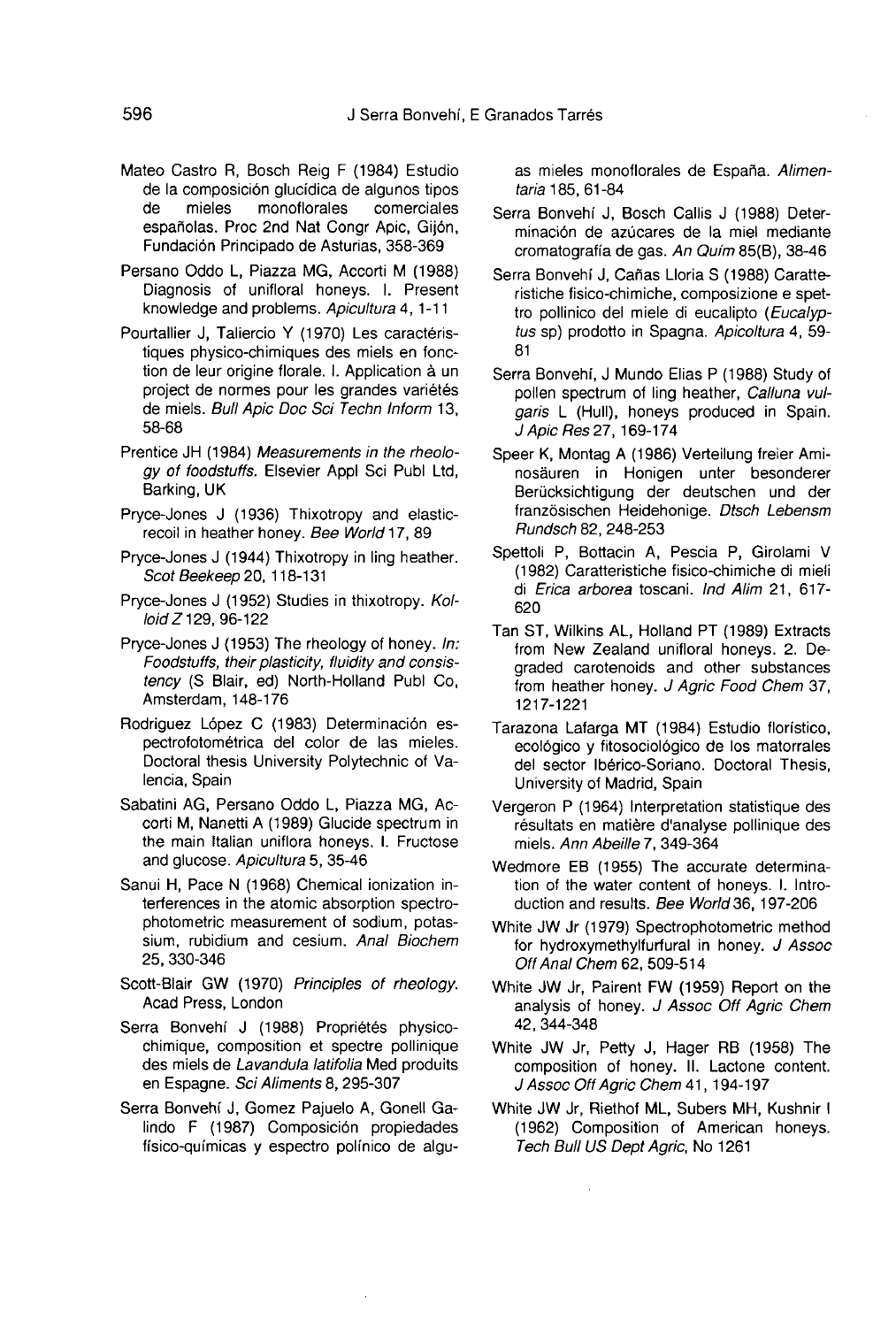Mateo Castro R, Bosch Reig F (1984) Estudio de la composición glucídica de algunos tipos de mieles monoflorales comerciales españolas. Proc 2nd Nat Congr Apic, Gijón, Fundación Principado de Asturias, 358-369

Persano Oddo L, Piazza MG, Accorti M (1988) Diagnosis of unifloral honeys. I. Present knowledge and problems. *Apicultura* 4, 1-11

Pourtallier J, Taliercio Y (1970) Les caractéristiques physico-chimiques des miels en fonction de leur origine florale. I. Application à un project de normes pour les grandes variétés de miels. *Bull Apic Doc Sci Techn Inform* 13, 58-68

Prentice JH (1984) *Measurements in the rheology of foodstuffs.* Elsevier Appl Sci Publ Ltd, Barking, UK

Pryce-Jones J (1936) Thixotropy and elastic-recoil in heather honey. *Bee World* 17, 89

Pryce-Jones J (1944) Thixotropy in ling heather. *Scot Beekeep* 20, 118-131

Pryce-Jones J (1952) Studies in thixotropy. *Kolloid Z* 129, 96-122

Pryce-Jones J (1953) The rheology of honey. *In: Foodstuffs, their plasticity, fluidity and consistency* (S Blair, ed) North-Holland Publ Co, Amsterdam, 148-176

Rodriguez López C (1983) Determinación espectrofotométrica del color de las mieles. Doctoral thesis University Polytechnic of Valencia, Spain

Sabatini AG, Persano Oddo L, Piazza MG, Accorti M, Nanetti A (1989) Glucide spectrum in the main Italian uniflora honeys. I. Fructose and glucose. *Apicultura* 5, 35-46

Sanui H, Pace N (1968) Chemical ionization interferences in the atomic absorption spectrophotometric measurement of sodium, potassium, rubidium and cesium. *Anal Biochem* 25, 330-346

Scott-Blair GW (1970) *Principles of rheology.* Acad Press, London

Serra Bonvehí J (1988) Propriétés physico-chimique, composition et spectre pollinique des miels de *Lavandula latifolia* Med produits en Espagne. *Sci Aliments* 8, 295-307

Serra Bonvehí J, Gomez Pajuelo A, Gonell Galindo F (1987) Composición propiedades físico-químicas y espectro polínico de algunas mieles monoflorales de España. *Alimentaria* 185, 61-84

Serra Bonvehí J, Bosch Callis J (1988) Determinación de azúcares de la miel mediante cromatografía de gas. *An Quim* 85(B), 38-46

Serra Bonvehí J, Cañas Lloria S (1988) Caratteristiche fisico-chimiche, composizione e spettro pollinico del miele di eucalipto (*Eucalyptus* sp) prodotto in Spagna. *Apicoltura* 4, 59-81

Serra Bonvehí, J Mundo Elias P (1988) Study of pollen spectrum of ling heather, *Calluna vulgaris* L (Hull), honeys produced in Spain. *J Apic Res* 27, 169-174

Speer K, Montag A (1986) Verteilung freier Aminosäuren in Honigen unter besonderer Berücksichtigung der deutschen und der französischen Heidehonige. *Dtsch Lebensm Rundsch* 82, 248-253

Spettoli P, Bottacin A, Pescia P, Girolami V (1982) Caratteristiche fisico-chimiche di mieli di *Erica arborea* toscani. *Ind Alim* 21, 617-620

Tan ST, Wilkins AL, Holland PT (1989) Extracts from New Zealand unifloral honeys. 2. Degraded carotenoids and other substances from heather honey. *J Agric Food Chem* 37, 1217-1221

Tarazona Lafarga MT (1984) Estudio florístico, ecológico y fitosociológico de los matorrales del sector Ibérico-Soriano. Doctoral Thesis, University of Madrid, Spain

Vergeron P (1964) Interpretation statistique des résultats en matière d'analyse pollinique des miels. *Ann Abeille* 7, 349-364

Wedmore EB (1955) The accurate determination of the water content of honeys. I. Introduction and results. *Bee World* 36, 197-206

White JW Jr (1979) Spectrophotometric method for hydroxymethylfurfural in honey. *J Assoc Off Anal Chem* 62, 509-514

White JW Jr, Pairent FW (1959) Report on the analysis of honey. *J Assoc Off Agric Chem* 42, 344-348

White JW Jr, Petty J, Hager RB (1958) The composition of honey. II. Lactone content. *J Assoc Off Agric Chem* 41, 194-197

White JW Jr, Riethof ML, Subers MH, Kushnir I (1962) Composition of American honeys. *Tech Bull US Dept Agric*, No 1261